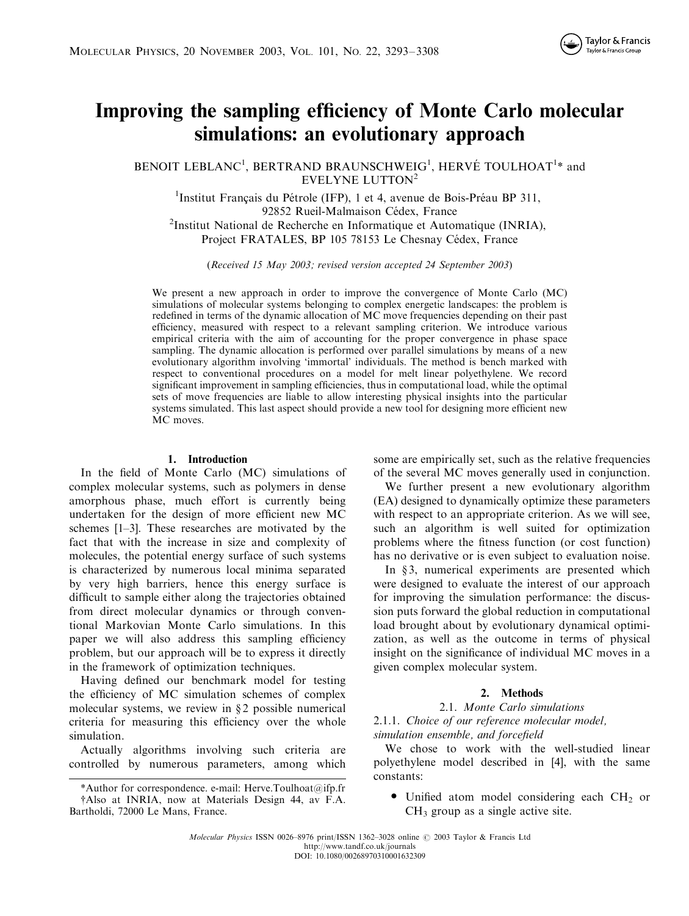# Improving the sampling efficiency of Monte Carlo molecular simulations: an evolutionary approach

BENOIT LEBLANC[1], BERTRAND BRAUNSCHWEIG[1], HERVÉ TOULHOAT[1]* and EVELYNE LUTTON[2]

[1]Institut Français du Pétrole (IFP), 1 et 4, avenue de Bois-Préau BP 311, 92852 Rueil-Malmaison Cédex, France

[2]Institut National de Recherche en Informatique et Automatique (INRIA), Project FRATALES, BP 105 78153 Le Chesnay Cédex, France

(*Received 15 May 2003; revised version accepted 24 September 2003*)

We present a new approach in order to improve the convergence of Monte Carlo (MC) simulations of molecular systems belonging to complex energetic landscapes: the problem is redefined in terms of the dynamic allocation of MC move frequencies depending on their past efficiency, measured with respect to a relevant sampling criterion. We introduce various empirical criteria with the aim of accounting for the proper convergence in phase space sampling. The dynamic allocation is performed over parallel simulations by means of a new evolutionary algorithm involving 'immortal' individuals. The method is bench marked with respect to conventional procedures on a model for melt linear polyethylene. We record significant improvement in sampling efficiencies, thus in computational load, while the optimal sets of move frequencies are liable to allow interesting physical insights into the particular systems simulated. This last aspect should provide a new tool for designing more efficient new MC moves.

## 1. Introduction

In the field of Monte Carlo (MC) simulations of complex molecular systems, such as polymers in dense amorphous phase, much effort is currently being undertaken for the design of more efficient new MC schemes [1–3]. These researches are motivated by the fact that with the increase in size and complexity of molecules, the potential energy surface of such systems is characterized by numerous local minima separated by very high barriers, hence this energy surface is difficult to sample either along the trajectories obtained from direct molecular dynamics or through conventional Markovian Monte Carlo simulations. In this paper we will also address this sampling efficiency problem, but our approach will be to express it directly in the framework of optimization techniques.

Having defined our benchmark model for testing the efficiency of MC simulation schemes of complex molecular systems, we review in §2 possible numerical criteria for measuring this efficiency over the whole simulation.

Actually algorithms involving such criteria are controlled by numerous parameters, among which some are empirically set, such as the relative frequencies of the several MC moves generally used in conjunction.

We further present a new evolutionary algorithm (EA) designed to dynamically optimize these parameters with respect to an appropriate criterion. As we will see, such an algorithm is well suited for optimization problems where the fitness function (or cost function) has no derivative or is even subject to evaluation noise.

In §3, numerical experiments are presented which were designed to evaluate the interest of our approach for improving the simulation performance: the discussion puts forward the global reduction in computational load brought about by evolutionary dynamical optimization, as well as the outcome in terms of physical insight on the significance of individual MC moves in a given complex molecular system.

## 2. Methods

### 2.1. *Monte Carlo simulations*

#### 2.1.1. *Choice of our reference molecular model, simulation ensemble, and forcefield*

We chose to work with the well-studied linear polyethylene model described in [4], with the same constants:

- Unified atom model considering each $CH_2$ or $CH_3$ group as a single active site.

*Author for correspondence. e-mail: Herve.Toulhoat@ifp.fr

†Also at INRIA, now at Materials Design 44, av F.A. Bartholdi, 72000 Le Mans, France.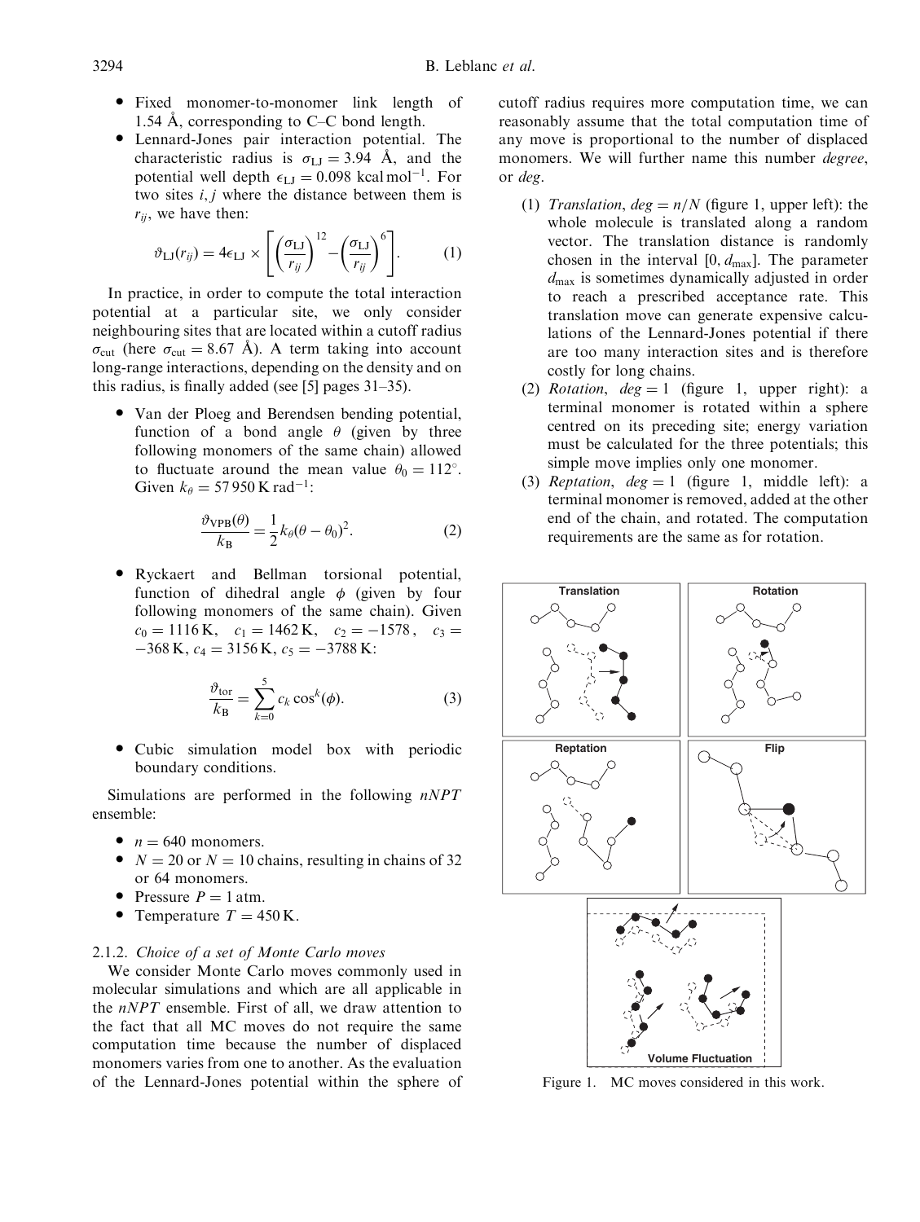- Fixed monomer-to-monomer link length of 1.54 Å, corresponding to C–C bond length.
- Lennard-Jones pair interaction potential. The characteristic radius is $\sigma_{\mathrm{LJ}} = 3.94$ Å, and the potential well depth $\epsilon_{\mathrm{LJ}} = 0.098\ \mathrm{kcal\,mol^{-1}}$. For two sites $i, j$ where the distance between them is $r_{ij}$, we have then:

$$\vartheta_{\mathrm{LJ}}(r_{ij}) = 4\epsilon_{\mathrm{LJ}} \times \left[\left(\frac{\sigma_{\mathrm{LJ}}}{r_{ij}}\right)^{12} - \left(\frac{\sigma_{\mathrm{LJ}}}{r_{ij}}\right)^{6}\right]. \qquad (1)$$

In practice, in order to compute the total interaction potential at a particular site, we only consider neighbouring sites that are located within a cutoff radius $\sigma_{\mathrm{cut}}$ (here $\sigma_{\mathrm{cut}} = 8.67$ Å). A term taking into account long-range interactions, depending on the density and on this radius, is finally added (see [5] pages 31–35).

- Van der Ploeg and Berendsen bending potential, function of a bond angle $\theta$ (given by three following monomers of the same chain) allowed to fluctuate around the mean value $\theta_0 = 112°$. Given $k_\theta = 57\,950\ \mathrm{K\,rad^{-1}}$:

$$\frac{\vartheta_{\mathrm{VPB}}(\theta)}{k_{\mathrm{B}}} = \frac{1}{2}k_\theta(\theta - \theta_0)^2. \qquad (2)$$

- Ryckaert and Bellman torsional potential, function of dihedral angle $\phi$ (given by four following monomers of the same chain). Given $c_0 = 1116$ K, $c_1 = 1462$ K, $c_2 = -1578$, $c_3 = -368$ K, $c_4 = 3156$ K, $c_5 = -3788$ K:

$$\frac{\vartheta_{\mathrm{tor}}}{k_{\mathrm{B}}} = \sum_{k=0}^{5} c_k \cos^k(\phi). \qquad (3)$$

- Cubic simulation model box with periodic boundary conditions.

Simulations are performed in the following *nNPT* ensemble:

- $n = 640$ monomers.
- $N = 20$ or $N = 10$ chains, resulting in chains of 32 or 64 monomers.
- Pressure $P = 1$ atm.
- Temperature $T = 450$ K.

#### 2.1.2. *Choice of a set of Monte Carlo moves*

We consider Monte Carlo moves commonly used in molecular simulations and which are all applicable in the *nNPT* ensemble. First of all, we draw attention to the fact that all MC moves do not require the same computation time because the number of displaced monomers varies from one to another. As the evaluation of the Lennard-Jones potential within the sphere of cutoff radius requires more computation time, we can reasonably assume that the total computation time of any move is proportional to the number of displaced monomers. We will further name this number *degree*, or *deg*.

(1) *Translation*, $deg = n/N$ (figure 1, upper left): the whole molecule is translated along a random vector. The translation distance is randomly chosen in the interval $[0, d_{\max}]$. The parameter $d_{\max}$ is sometimes dynamically adjusted in order to reach a prescribed acceptance rate. This translation move can generate expensive calculations of the Lennard-Jones potential if there are too many interaction sites and is therefore costly for long chains.

(2) *Rotation*, $deg = 1$ (figure 1, upper right): a terminal monomer is rotated within a sphere centred on its preceding site; energy variation must be calculated for the three potentials; this simple move implies only one monomer.

(3) *Reptation*, $deg = 1$ (figure 1, middle left): a terminal monomer is removed, added at the other end of the chain, and rotated. The computation requirements are the same as for rotation.

Figure 1. MC moves considered in this work.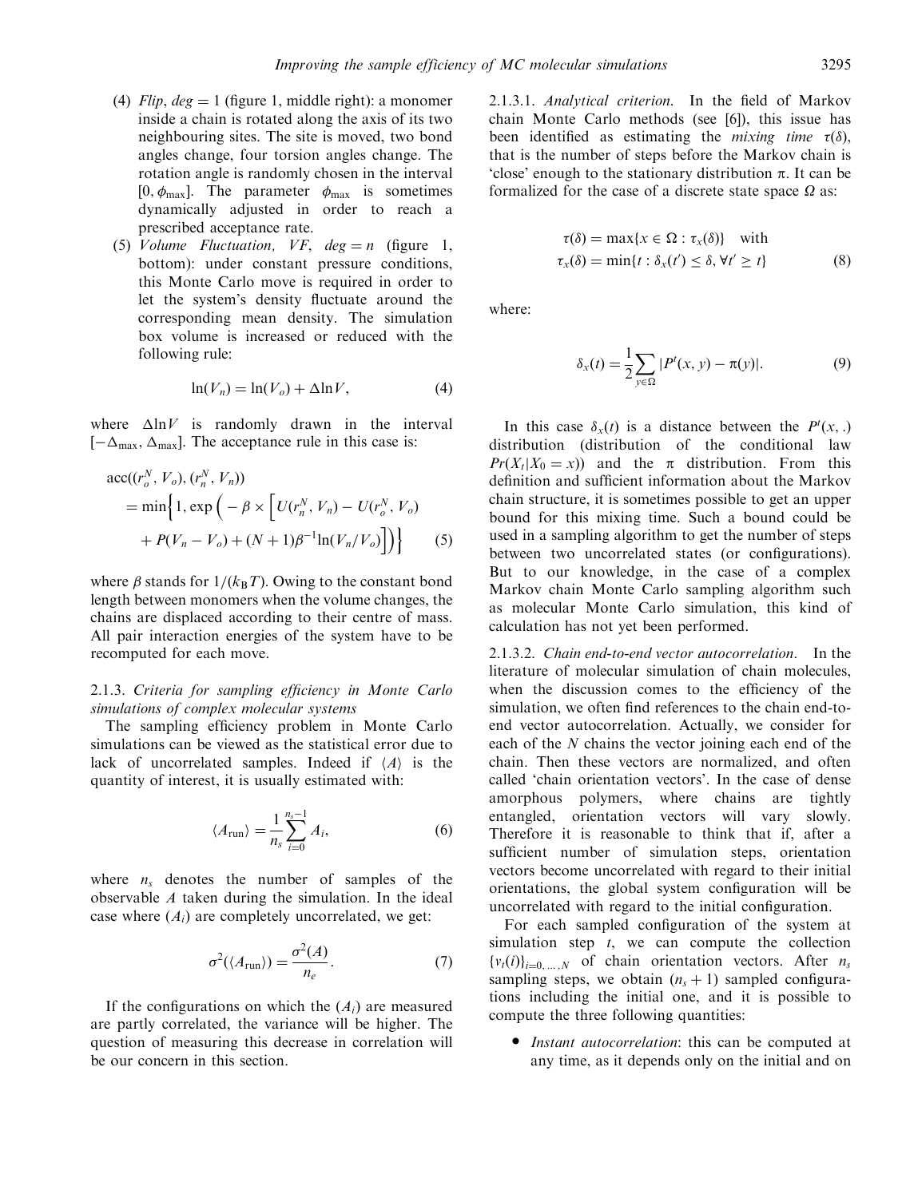(4) *Flip*, $deg = 1$ (figure 1, middle right): a monomer inside a chain is rotated along the axis of its two neighbouring sites. The site is moved, two bond angles change, four torsion angles change. The rotation angle is randomly chosen in the interval $[0, \phi_{\max}]$. The parameter $\phi_{\max}$ is sometimes dynamically adjusted in order to reach a prescribed acceptance rate.

(5) *Volume Fluctuation, VF*, $deg = n$ (figure 1, bottom): under constant pressure conditions, this Monte Carlo move is required in order to let the system's density fluctuate around the corresponding mean density. The simulation box volume is increased or reduced with the following rule:

$$\ln(V_n) = \ln(V_o) + \Delta \ln V, \tag{4}$$

where $\Delta \ln V$ is randomly drawn in the interval $[-\Delta_{\max}, \Delta_{\max}]$. The acceptance rule in this case is:

$$\begin{aligned} \operatorname{acc}((r_o^N, V_o), (r_n^N, V_n)) &= \min\Big\{1, \exp\Big(-\beta \times \Big[U(r_n^N, V_n) - U(r_o^N, V_o) \\ &\quad + P(V_n - V_o) + (N+1)\beta^{-1}\ln(V_n/V_o)\Big]\Big)\Big\} \end{aligned} \tag{5}$$

where $\beta$ stands for $1/(k_B T)$. Owing to the constant bond length between monomers when the volume changes, the chains are displaced according to their centre of mass. All pair interaction energies of the system have to be recomputed for each move.

### 2.1.3. Criteria for sampling efficiency in Monte Carlo simulations of complex molecular systems

The sampling efficiency problem in Monte Carlo simulations can be viewed as the statistical error due to lack of uncorrelated samples. Indeed if $\langle A \rangle$ is the quantity of interest, it is usually estimated with:

$$\langle A_{\text{run}} \rangle = \frac{1}{n_s} \sum_{i=0}^{n_s - 1} A_i, \tag{6}$$

where $n_s$ denotes the number of samples of the observable $A$ taken during the simulation. In the ideal case where $(A_i)$ are completely uncorrelated, we get:

$$\sigma^2(\langle A_{\text{run}} \rangle) = \frac{\sigma^2(A)}{n_e}. \tag{7}$$

If the configurations on which the $(A_i)$ are measured are partly correlated, the variance will be higher. The question of measuring this decrease in correlation will be our concern in this section.

2.1.3.1. *Analytical criterion.* In the field of Markov chain Monte Carlo methods (see [6]), this issue has been identified as estimating the *mixing time* $\tau(\delta)$, that is the number of steps before the Markov chain is 'close' enough to the stationary distribution $\pi$. It can be formalized for the case of a discrete state space $\Omega$ as:

$$\begin{aligned} \tau(\delta) &= \max\{x \in \Omega : \tau_x(\delta)\} \quad \text{with} \\ \tau_x(\delta) &= \min\{t : \delta_x(t') \leq \delta, \forall t' \geq t\} \end{aligned} \tag{8}$$

where:

$$\delta_x(t) = \frac{1}{2} \sum_{y \in \Omega} |P^t(x, y) - \pi(y)|. \tag{9}$$

In this case $\delta_x(t)$ is a distance between the $P^t(x, .)$ distribution (distribution of the conditional law $Pr(X_t | X_0 = x)$) and the $\pi$ distribution. From this definition and sufficient information about the Markov chain structure, it is sometimes possible to get an upper bound for this mixing time. Such a bound could be used in a sampling algorithm to get the number of steps between two uncorrelated states (or configurations). But to our knowledge, in the case of a complex Markov chain Monte Carlo sampling algorithm such as molecular Monte Carlo simulation, this kind of calculation has not yet been performed.

2.1.3.2. *Chain end-to-end vector autocorrelation.* In the literature of molecular simulation of chain molecules, when the discussion comes to the efficiency of the simulation, we often find references to the chain end-to-end vector autocorrelation. Actually, we consider for each of the $N$ chains the vector joining each end of the chain. Then these vectors are normalized, and often called 'chain orientation vectors'. In the case of dense amorphous polymers, where chains are tightly entangled, orientation vectors will vary slowly. Therefore it is reasonable to think that if, after a sufficient number of simulation steps, orientation vectors become uncorrelated with regard to their initial orientations, the global system configuration will be uncorrelated with regard to the initial configuration.

For each sampled configuration of the system at simulation step $t$, we can compute the collection $\{v_t(i)\}_{i=0,\ldots,N}$ of chain orientation vectors. After $n_s$ sampling steps, we obtain $(n_s + 1)$ sampled configurations including the initial one, and it is possible to compute the three following quantities:

- *Instant autocorrelation*: this can be computed at any time, as it depends only on the initial and on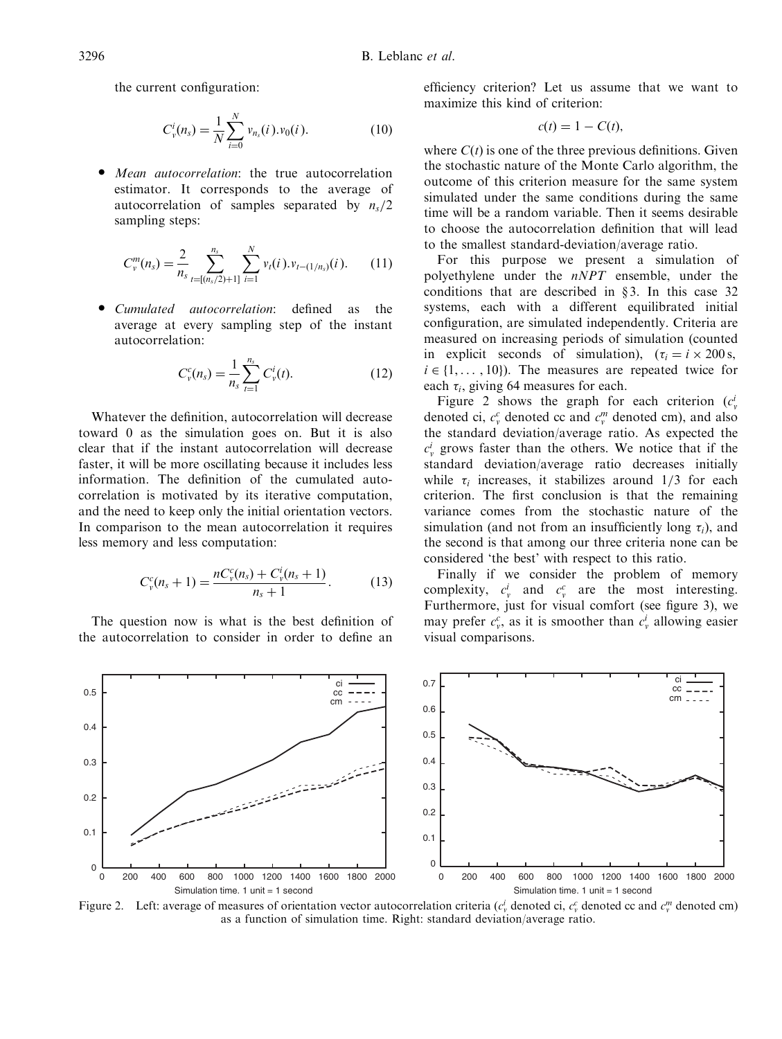the current configuration:

$$C_v^i(n_s) = \frac{1}{N}\sum_{i=0}^{N} v_{n_s}(i).v_0(i). \tag{10}$$

- *Mean autocorrelation*: the true autocorrelation estimator. It corresponds to the average of autocorrelation of samples separated by $n_s/2$ sampling steps:

$$C_v^m(n_s) = \frac{2}{n_s}\sum_{t=[(n_s/2)+1]}^{n_s}\sum_{i=1}^{N} v_t(i).v_{t-(1/n_s)}(i). \tag{11}$$

- *Cumulated autocorrelation*: defined as the average at every sampling step of the instant autocorrelation:

$$C_v^c(n_s) = \frac{1}{n_s}\sum_{t=1}^{n_s} C_v^i(t). \tag{12}$$

Whatever the definition, autocorrelation will decrease toward 0 as the simulation goes on. But it is also clear that if the instant autocorrelation will decrease faster, it will be more oscillating because it includes less information. The definition of the cumulated autocorrelation is motivated by its iterative computation, and the need to keep only the initial orientation vectors. In comparison to the mean autocorrelation it requires less memory and less computation:

$$C_v^c(n_s+1) = \frac{nC_v^c(n_s) + C_v^i(n_s+1)}{n_s+1}. \tag{13}$$

The question now is what is the best definition of the autocorrelation to consider in order to define an efficiency criterion? Let us assume that we want to maximize this kind of criterion:

$$c(t) = 1 - C(t),$$

where $C(t)$ is one of the three previous definitions. Given the stochastic nature of the Monte Carlo algorithm, the outcome of this criterion measure for the same system simulated under the same conditions during the same time will be a random variable. Then it seems desirable to choose the autocorrelation definition that will lead to the smallest standard-deviation/average ratio.

For this purpose we present a simulation of polyethylene under the *nNPT* ensemble, under the conditions that are described in § 3. In this case 32 systems, each with a different equilibrated initial configuration, are simulated independently. Criteria are measured on increasing periods of simulation (counted in explicit seconds of simulation), ($\tau_i = i \times 200$ s, $i \in \{1, \ldots, 10\}$). The measures are repeated twice for each $\tau_i$, giving 64 measures for each.

Figure 2 shows the graph for each criterion ($c_v^i$ denoted ci, $c_v^c$ denoted cc and $c_v^m$ denoted cm), and also the standard deviation/average ratio. As expected the $c_v^i$ grows faster than the others. We notice that if the standard deviation/average ratio decreases initially while $\tau_i$ increases, it stabilizes around 1/3 for each criterion. The first conclusion is that the remaining variance comes from the stochastic nature of the simulation (and not from an insufficiently long $\tau_i$), and the second is that among our three criteria none can be considered 'the best' with respect to this ratio.

Finally if we consider the problem of memory complexity, $c_v^i$ and $c_v^c$ are the most interesting. Furthermore, just for visual comfort (see figure 3), we may prefer $c_v^c$, as it is smoother than $c_v^i$ allowing easier visual comparisons.

Figure 2. Left: average of measures of orientation vector autocorrelation criteria ($c_v^i$ denoted ci, $c_v^c$ denoted cc and $c_v^m$ denoted cm) as a function of simulation time. Right: standard deviation/average ratio.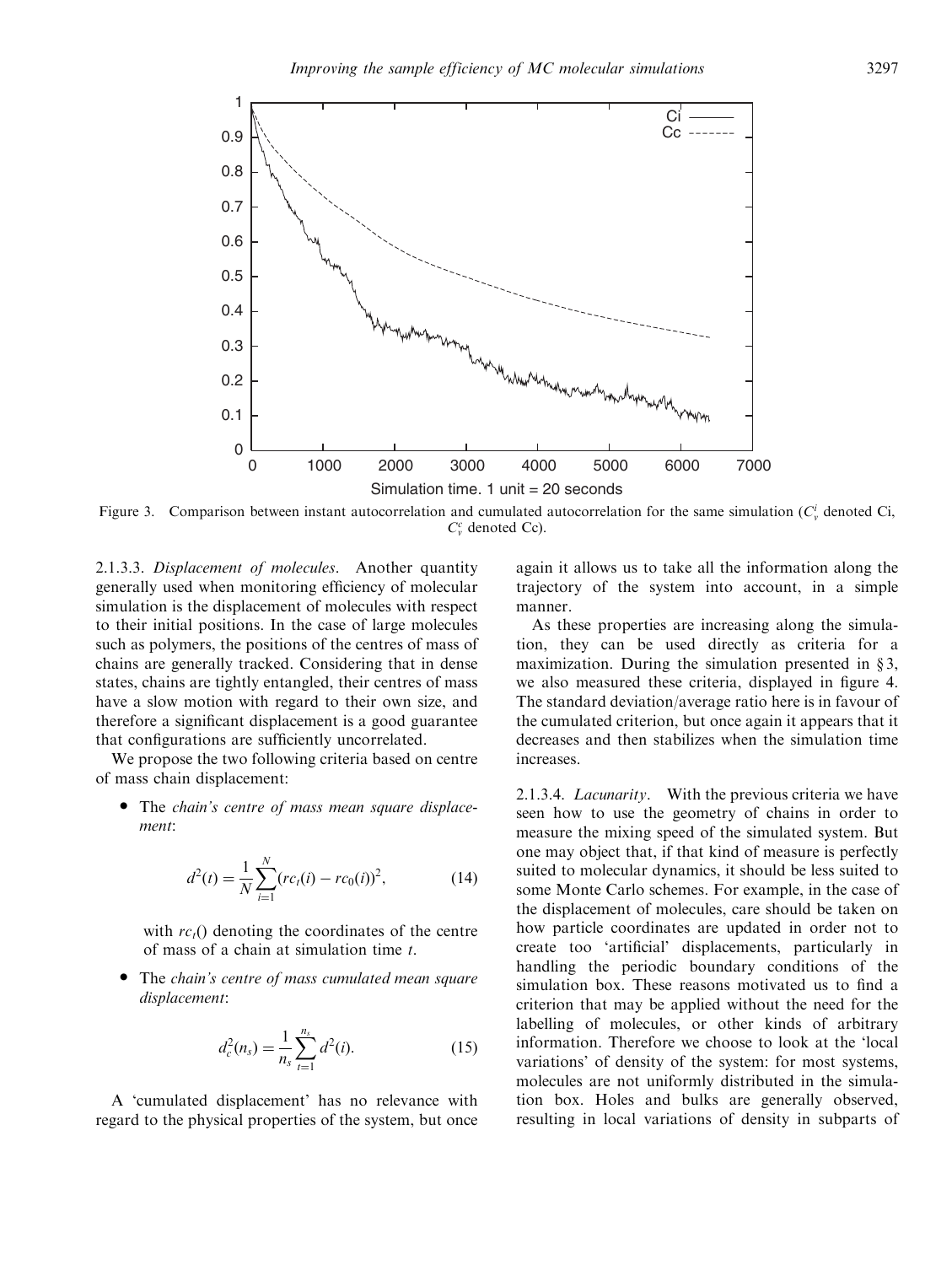Figure 3. Comparison between instant autocorrelation and cumulated autocorrelation for the same simulation ($C_v^i$ denoted Ci, $C_v^c$ denoted Cc).

2.1.3.3. *Displacement of molecules*. Another quantity generally used when monitoring efficiency of molecular simulation is the displacement of molecules with respect to their initial positions. In the case of large molecules such as polymers, the positions of the centres of mass of chains are generally tracked. Considering that in dense states, chains are tightly entangled, their centres of mass have a slow motion with regard to their own size, and therefore a significant displacement is a good guarantee that configurations are sufficiently uncorrelated.

We propose the two following criteria based on centre of mass chain displacement:

- The *chain's centre of mass mean square displacement*:

$$d^2(t) = \frac{1}{N}\sum_{i=1}^{N}(rc_t(i) - rc_0(i))^2, \tag{14}$$

  with $rc_t()$ denoting the coordinates of the centre of mass of a chain at simulation time $t$.

- The *chain's centre of mass cumulated mean square displacement*:

$$d_c^2(n_s) = \frac{1}{n_s}\sum_{t=1}^{n_s} d^2(i). \tag{15}$$

A 'cumulated displacement' has no relevance with regard to the physical properties of the system, but once again it allows us to take all the information along the trajectory of the system into account, in a simple manner.

As these properties are increasing along the simulation, they can be used directly as criteria for a maximization. During the simulation presented in § 3, we also measured these criteria, displayed in figure 4. The standard deviation/average ratio here is in favour of the cumulated criterion, but once again it appears that it decreases and then stabilizes when the simulation time increases.

2.1.3.4. *Lacunarity*. With the previous criteria we have seen how to use the geometry of chains in order to measure the mixing speed of the simulated system. But one may object that, if that kind of measure is perfectly suited to molecular dynamics, it should be less suited to some Monte Carlo schemes. For example, in the case of the displacement of molecules, care should be taken on how particle coordinates are updated in order not to create too 'artificial' displacements, particularly in handling the periodic boundary conditions of the simulation box. These reasons motivated us to find a criterion that may be applied without the need for the labelling of molecules, or other kinds of arbitrary information. Therefore we choose to look at the 'local variations' of density of the system: for most systems, molecules are not uniformly distributed in the simulation box. Holes and bulks are generally observed, resulting in local variations of density in subparts of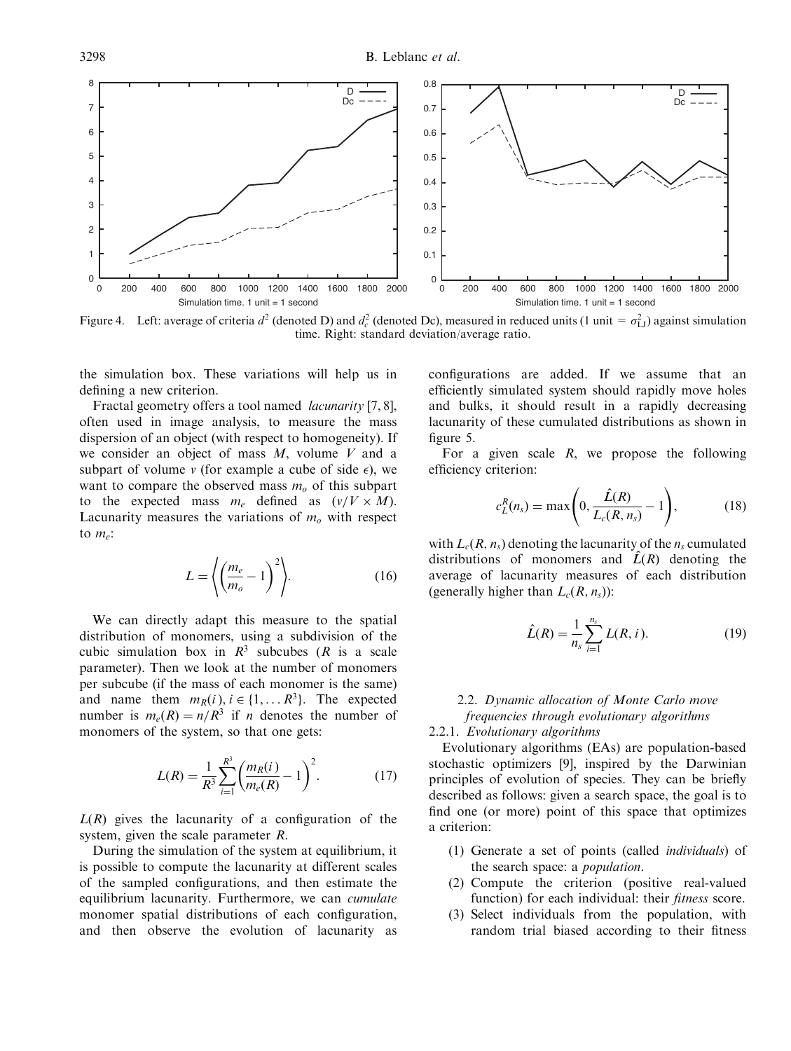Figure 4. Left: average of criteria $d^2$ (denoted D) and $d_c^2$ (denoted Dc), measured in reduced units (1 unit = $\sigma_{\mathrm{LJ}}^2$) against simulation time. Right: standard deviation/average ratio.

the simulation box. These variations will help us in defining a new criterion.

Fractal geometry offers a tool named *lacunarity* [7, 8], often used in image analysis, to measure the mass dispersion of an object (with respect to homogeneity). If we consider an object of mass $M$, volume $V$ and a subpart of volume $v$ (for example a cube of side $\epsilon$), we want to compare the observed mass $m_o$ of this subpart to the expected mass $m_e$ defined as $(v/V \times M)$. Lacunarity measures the variations of $m_o$ with respect to $m_e$:

$$L = \left\langle \left( \frac{m_e}{m_o} - 1 \right)^2 \right\rangle. \tag{16}$$

We can directly adapt this measure to the spatial distribution of monomers, using a subdivision of the cubic simulation box in $R^3$ subcubes ($R$ is a scale parameter). Then we look at the number of monomers per subcube (if the mass of each monomer is the same) and name them $m_R(i), i \in \{1, \dots R^3\}$. The expected number is $m_e(R) = n/R^3$ if $n$ denotes the number of monomers of the system, so that one gets:

$$L(R) = \frac{1}{R^3} \sum_{i=1}^{R^3} \left( \frac{m_R(i)}{m_e(R)} - 1 \right)^2. \tag{17}$$

$L(R)$ gives the lacunarity of a configuration of the system, given the scale parameter $R$.

During the simulation of the system at equilibrium, it is possible to compute the lacunarity at different scales of the sampled configurations, and then estimate the equilibrium lacunarity. Furthermore, we can *cumulate* monomer spatial distributions of each configuration, and then observe the evolution of lacunarity as configurations are added. If we assume that an efficiently simulated system should rapidly move holes and bulks, it should result in a rapidly decreasing lacunarity of these cumulated distributions as shown in figure 5.

For a given scale $R$, we propose the following efficiency criterion:

$$c_L^R(n_s) = \max\left(0, \frac{\hat{L}(R)}{L_c(R, n_s)} - 1\right), \tag{18}$$

with $L_c(R, n_s)$ denoting the lacunarity of the $n_s$ cumulated distributions of monomers and $\hat{L}(R)$ denoting the average of lacunarity measures of each distribution (generally higher than $L_c(R, n_s)$):

$$\hat{L}(R) = \frac{1}{n_s} \sum_{i=1}^{n_s} L(R, i). \tag{19}$$

### 2.2. *Dynamic allocation of Monte Carlo move frequencies through evolutionary algorithms*

#### 2.2.1. *Evolutionary algorithms*

Evolutionary algorithms (EAs) are population-based stochastic optimizers [9], inspired by the Darwinian principles of evolution of species. They can be briefly described as follows: given a search space, the goal is to find one (or more) point of this space that optimizes a criterion:

1. Generate a set of points (called *individuals*) of the search space: a *population*.
2. Compute the criterion (positive real-valued function) for each individual: their *fitness* score.
3. Select individuals from the population, with random trial biased according to their fitness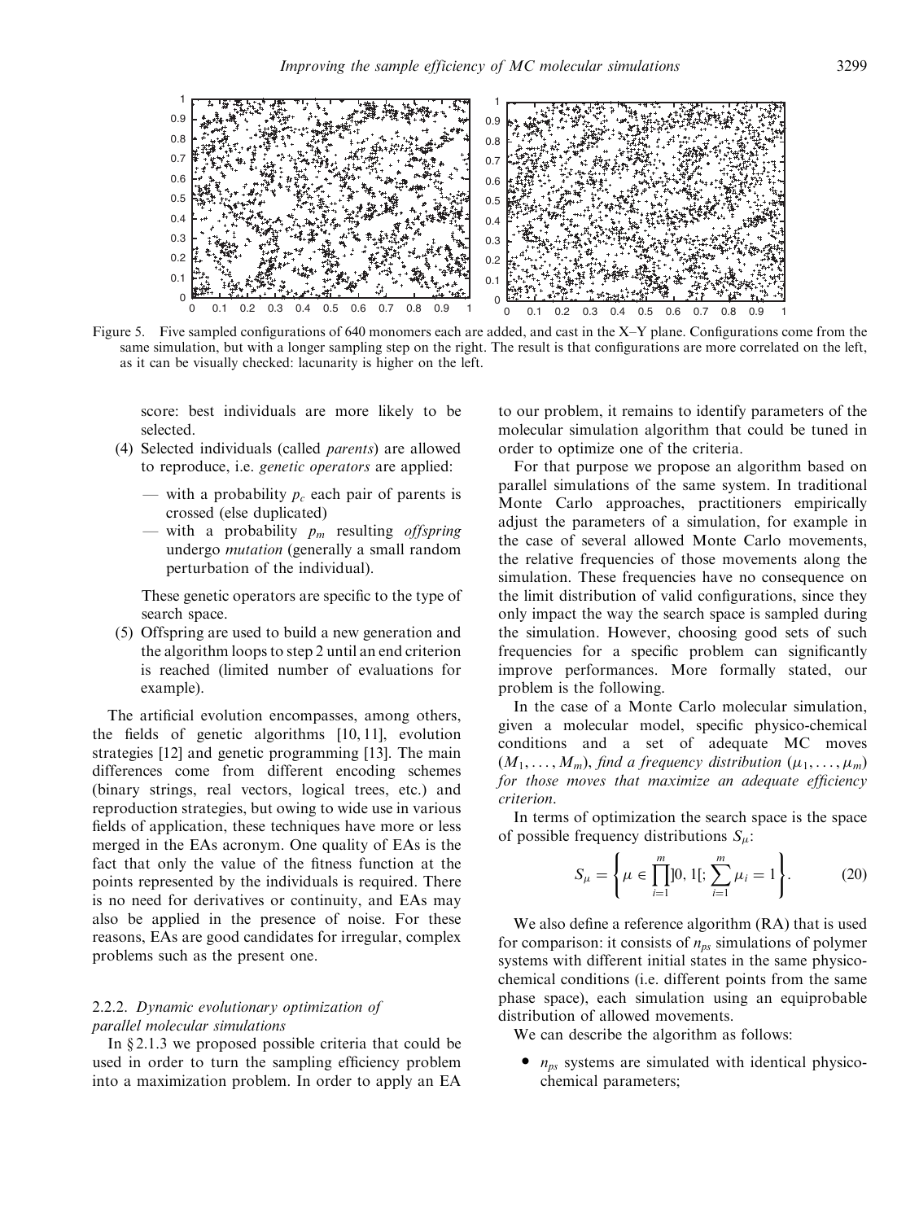Figure 5. Five sampled configurations of 640 monomers each are added, and cast in the X–Y plane. Configurations come from the same simulation, but with a longer sampling step on the right. The result is that configurations are more correlated on the left, as it can be visually checked: lacunarity is higher on the left.

score: best individuals are more likely to be selected.

(4) Selected individuals (called *parents*) are allowed to reproduce, i.e. *genetic operators* are applied:

  - with a probability $p_c$ each pair of parents is crossed (else duplicated)
  - with a probability $p_m$ resulting *offspring* undergo *mutation* (generally a small random perturbation of the individual).

  These genetic operators are specific to the type of search space.

(5) Offspring are used to build a new generation and the algorithm loops to step 2 until an end criterion is reached (limited number of evaluations for example).

The artificial evolution encompasses, among others, the fields of genetic algorithms [10, 11], evolution strategies [12] and genetic programming [13]. The main differences come from different encoding schemes (binary strings, real vectors, logical trees, etc.) and reproduction strategies, but owing to wide use in various fields of application, these techniques have more or less merged in the EAs acronym. One quality of EAs is the fact that only the value of the fitness function at the points represented by the individuals is required. There is no need for derivatives or continuity, and EAs may also be applied in the presence of noise. For these reasons, EAs are good candidates for irregular, complex problems such as the present one.

#### 2.2.2. *Dynamic evolutionary optimization of parallel molecular simulations*

In § 2.1.3 we proposed possible criteria that could be used in order to turn the sampling efficiency problem into a maximization problem. In order to apply an EA to our problem, it remains to identify parameters of the molecular simulation algorithm that could be tuned in order to optimize one of the criteria.

For that purpose we propose an algorithm based on parallel simulations of the same system. In traditional Monte Carlo approaches, practitioners empirically adjust the parameters of a simulation, for example in the case of several allowed Monte Carlo movements, the relative frequencies of those movements along the simulation. These frequencies have no consequence on the limit distribution of valid configurations, since they only impact the way the search space is sampled during the simulation. However, choosing good sets of such frequencies for a specific problem can significantly improve performances. More formally stated, our problem is the following.

In the case of a Monte Carlo molecular simulation, given a molecular model, specific physico-chemical conditions and a set of adequate MC moves $(M_1, \ldots, M_m)$, *find a frequency distribution* $(\mu_1, \ldots, \mu_m)$ *for those moves that maximize an adequate efficiency criterion*.

In terms of optimization the search space is the space of possible frequency distributions $S_\mu$:

$$S_\mu = \left\{ \mu \in \prod_{i=1}^{m} ]0, 1[; \sum_{i=1}^{m} \mu_i = 1 \right\}. \tag{20}$$

We also define a reference algorithm (RA) that is used for comparison: it consists of $n_{ps}$ simulations of polymer systems with different initial states in the same physico-chemical conditions (i.e. different points from the same phase space), each simulation using an equiprobable distribution of allowed movements.

We can describe the algorithm as follows:

- $n_{ps}$ systems are simulated with identical physico-chemical parameters;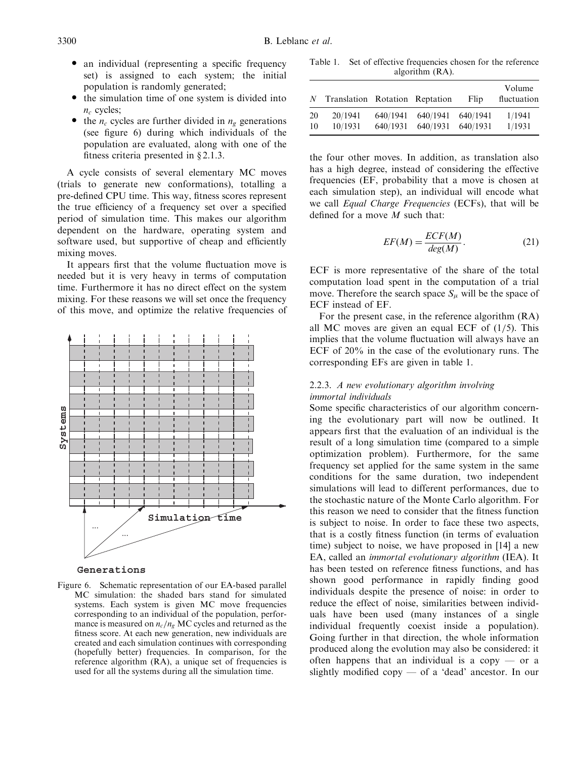- an individual (representing a specific frequency set) is assigned to each system; the initial population is randomly generated;
- the simulation time of one system is divided into $n_c$ cycles;
- the $n_c$ cycles are further divided in $n_g$ generations (see figure 6) during which individuals of the population are evaluated, along with one of the fitness criteria presented in § 2.1.3.

A cycle consists of several elementary MC moves (trials to generate new conformations), totalling a pre-defined CPU time. This way, fitness scores represent the true efficiency of a frequency set over a specified period of simulation time. This makes our algorithm dependent on the hardware, operating system and software used, but supportive of cheap and efficiently mixing moves.

It appears first that the volume fluctuation move is needed but it is very heavy in terms of computation time. Furthermore it has no direct effect on the system mixing. For these reasons we will set once the frequency of this move, and optimize the relative frequencies of the four other moves. In addition, as translation also has a high degree, instead of considering the effective frequencies (EF, probability that a move is chosen at each simulation step), an individual will encode what we call *Equal Charge Frequencies* (ECFs), that will be defined for a move $M$ such that:

$$EF(M) = \frac{ECF(M)}{deg(M)}. \tag{21}$$

ECF is more representative of the share of the total computation load spent in the computation of a trial move. Therefore the search space $S_\mu$ will be the space of ECF instead of EF.

For the present case, in the reference algorithm (RA) all MC moves are given an equal ECF of (1/5). This implies that the volume fluctuation will always have an ECF of 20% in the case of the evolutionary runs. The corresponding EFs are given in table 1.

Figure 6. Schematic representation of our EA-based parallel MC simulation: the shaded bars stand for simulated systems. Each system is given MC move frequencies corresponding to an individual of the population, performance is measured on $n_c/n_g$ MC cycles and returned as the fitness score. At each new generation, new individuals are created and each simulation continues with corresponding (hopefully better) frequencies. In comparison, for the reference algorithm (RA), a unique set of frequencies is used for all the systems during all the simulation time.

Table 1. Set of effective frequencies chosen for the reference algorithm (RA).

| $N$ | Translation | Rotation | Reptation | Flip | Volume fluctuation |
|---|---|---|---|---|---|
| 20 | 20/1941 | 640/1941 | 640/1941 | 640/1941 | 1/1941 |
| 10 | 10/1931 | 640/1931 | 640/1931 | 640/1931 | 1/1931 |

#### 2.2.3. *A new evolutionary algorithm involving immortal individuals*

Some specific characteristics of our algorithm concerning the evolutionary part will now be outlined. It appears first that the evaluation of an individual is the result of a long simulation time (compared to a simple optimization problem). Furthermore, for the same frequency set applied for the same system in the same conditions for the same duration, two independent simulations will lead to different performances, due to the stochastic nature of the Monte Carlo algorithm. For this reason we need to consider that the fitness function is subject to noise. In order to face these two aspects, that is a costly fitness function (in terms of evaluation time) subject to noise, we have proposed in [14] a new EA, called an *immortal evolutionary algorithm* (IEA). It has been tested on reference fitness functions, and has shown good performance in rapidly finding good individuals despite the presence of noise: in order to reduce the effect of noise, similarities between individuals have been used (many instances of a single individual frequently coexist inside a population). Going further in that direction, the whole information produced along the evolution may also be considered: it often happens that an individual is a copy — or a slightly modified copy — of a 'dead' ancestor. In our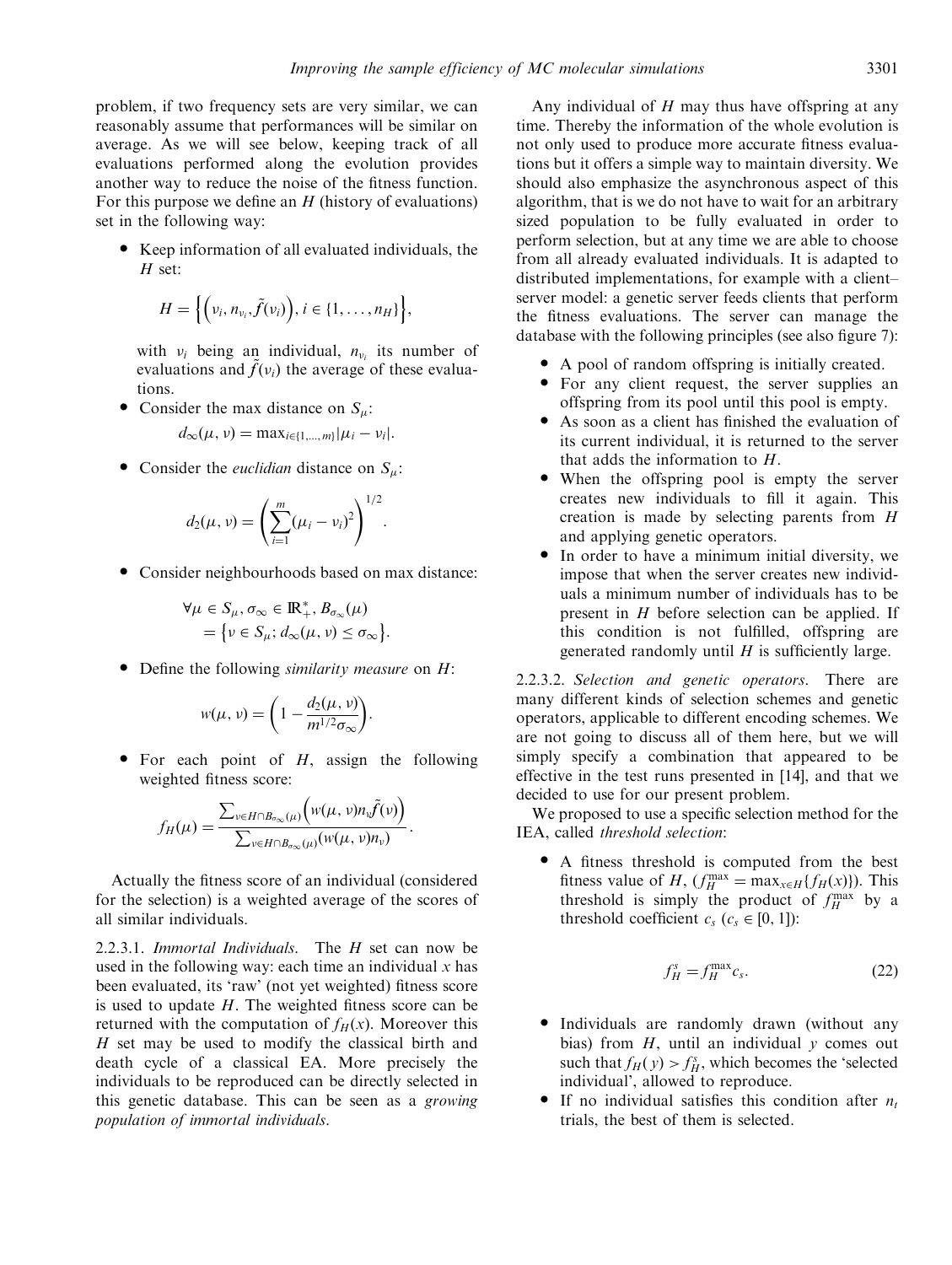problem, if two frequency sets are very similar, we can reasonably assume that performances will be similar on average. As we will see below, keeping track of all evaluations performed along the evolution provides another way to reduce the noise of the fitness function. For this purpose we define an $H$ (history of evaluations) set in the following way:

- Keep information of all evaluated individuals, the $H$ set:

$$H = \left\{ \left( \nu_i, n_{\nu_i}, \tilde{f}(\nu_i) \right), i \in \{1, \ldots, n_H\} \right\},$$

with $\nu_i$ being an individual, $n_{\nu_i}$ its number of evaluations and $\tilde{f}(\nu_i)$ the average of these evaluations.

- Consider the max distance on $S_\mu$:

$$d_\infty(\mu, \nu) = \max_{i \in \{1, \ldots, m\}} |\mu_i - \nu_i|.$$

- Consider the *euclidian* distance on $S_\mu$:

$$d_2(\mu, \nu) = \left( \sum_{i=1}^{m} (\mu_i - \nu_i)^2 \right)^{1/2}.$$

- Consider neighbourhoods based on max distance:

$$\forall \mu \in S_\mu, \sigma_\infty \in \mathbb{R}_+^*, B_{\sigma_\infty}(\mu) = \left\{ \nu \in S_\mu; d_\infty(\mu, \nu) \leq \sigma_\infty \right\}.$$

- Define the following *similarity measure* on $H$:

$$w(\mu, \nu) = \left( 1 - \frac{d_2(\mu, \nu)}{m^{1/2} \sigma_\infty} \right).$$

- For each point of $H$, assign the following weighted fitness score:

$$f_H(\mu) = \frac{\sum_{\nu \in H \cap B_{\sigma_\infty}(\mu)} \left( w(\mu, \nu) n_\nu \tilde{f}(\nu) \right)}{\sum_{\nu \in H \cap B_{\sigma_\infty}(\mu)} (w(\mu, \nu) n_\nu)}.$$

Actually the fitness score of an individual (considered for the selection) is a weighted average of the scores of all similar individuals.

2.2.3.1. *Immortal Individuals*. The $H$ set can now be used in the following way: each time an individual $x$ has been evaluated, its 'raw' (not yet weighted) fitness score is used to update $H$. The weighted fitness score can be returned with the computation of $f_H(x)$. Moreover this $H$ set may be used to modify the classical birth and death cycle of a classical EA. More precisely the individuals to be reproduced can be directly selected in this genetic database. This can be seen as a *growing population of immortal individuals*.

Any individual of $H$ may thus have offspring at any time. Thereby the information of the whole evolution is not only used to produce more accurate fitness evaluations but it offers a simple way to maintain diversity. We should also emphasize the asynchronous aspect of this algorithm, that is we do not have to wait for an arbitrary sized population to be fully evaluated in order to perform selection, but at any time we are able to choose from all already evaluated individuals. It is adapted to distributed implementations, for example with a client–server model: a genetic server feeds clients that perform the fitness evaluations. The server can manage the database with the following principles (see also figure 7):

- A pool of random offspring is initially created.
- For any client request, the server supplies an offspring from its pool until this pool is empty.
- As soon as a client has finished the evaluation of its current individual, it is returned to the server that adds the information to $H$.
- When the offspring pool is empty the server creates new individuals to fill it again. This creation is made by selecting parents from $H$ and applying genetic operators.
- In order to have a minimum initial diversity, we impose that when the server creates new individuals a minimum number of individuals has to be present in $H$ before selection can be applied. If this condition is not fulfilled, offspring are generated randomly until $H$ is sufficiently large.

2.2.3.2. *Selection and genetic operators*. There are many different kinds of selection schemes and genetic operators, applicable to different encoding schemes. We are not going to discuss all of them here, but we will simply specify a combination that appeared to be effective in the test runs presented in [14], and that we decided to use for our present problem.

We proposed to use a specific selection method for the IEA, called *threshold selection*:

- A fitness threshold is computed from the best fitness value of $H$, ($f_H^{\max} = \max_{x \in H} \{f_H(x)\}$). This threshold is simply the product of $f_H^{\max}$ by a threshold coefficient $c_s$ ($c_s \in [0, 1]$):

$$f_H^s = f_H^{\max} c_s. \tag{22}$$

- Individuals are randomly drawn (without any bias) from $H$, until an individual $y$ comes out such that $f_H(y) > f_H^s$, which becomes the 'selected individual', allowed to reproduce.
- If no individual satisfies this condition after $n_t$ trials, the best of them is selected.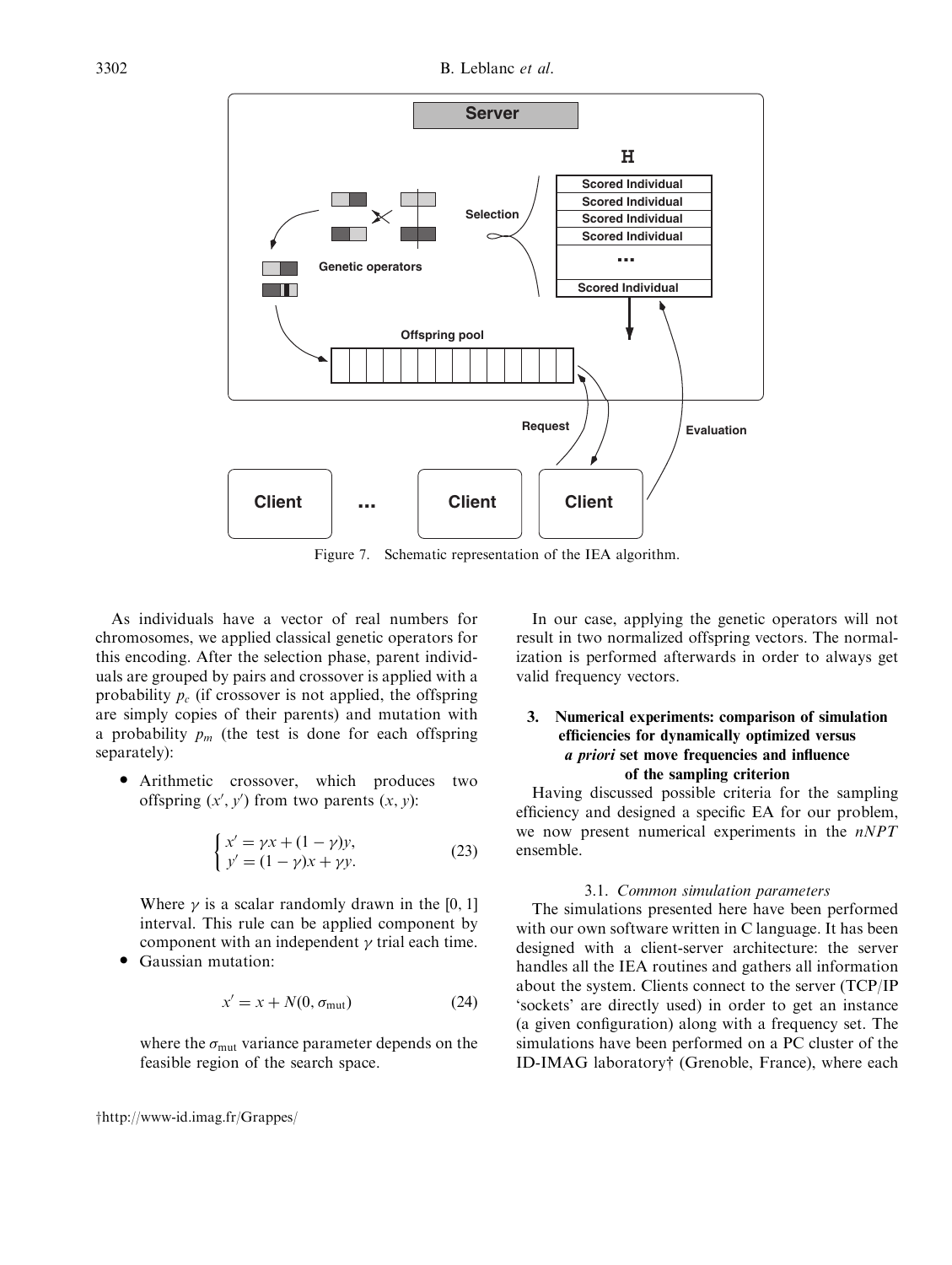Figure 7. Schematic representation of the IEA algorithm.

As individuals have a vector of real numbers for chromosomes, we applied classical genetic operators for this encoding. After the selection phase, parent individuals are grouped by pairs and crossover is applied with a probability $p_c$ (if crossover is not applied, the offspring are simply copies of their parents) and mutation with a probability $p_m$ (the test is done for each offspring separately):

- Arithmetic crossover, which produces two offspring $(x', y')$ from two parents $(x, y)$:

$$\begin{cases} x' = \gamma x + (1-\gamma)y, \\ y' = (1-\gamma)x + \gamma y. \end{cases} \tag{23}$$

  Where $\gamma$ is a scalar randomly drawn in the [0, 1] interval. This rule can be applied component by component with an independent $\gamma$ trial each time.
- Gaussian mutation:

$$x' = x + N(0, \sigma_{\text{mut}}) \tag{24}$$

  where the $\sigma_{\text{mut}}$ variance parameter depends on the feasible region of the search space.

In our case, applying the genetic operators will not result in two normalized offspring vectors. The normalization is performed afterwards in order to always get valid frequency vectors.

## 3. Numerical experiments: comparison of simulation efficiencies for dynamically optimized versus *a priori* set move frequencies and influence of the sampling criterion

Having discussed possible criteria for the sampling efficiency and designed a specific EA for our problem, we now present numerical experiments in the *nNPT* ensemble.

### 3.1. *Common simulation parameters*

The simulations presented here have been performed with our own software written in C language. It has been designed with a client-server architecture: the server handles all the IEA routines and gathers all information about the system. Clients connect to the server (TCP/IP 'sockets' are directly used) in order to get an instance (a given configuration) along with a frequency set. The simulations have been performed on a PC cluster of the ID-IMAG laboratory† (Grenoble, France), where each

†http://www-id.imag.fr/Grappes/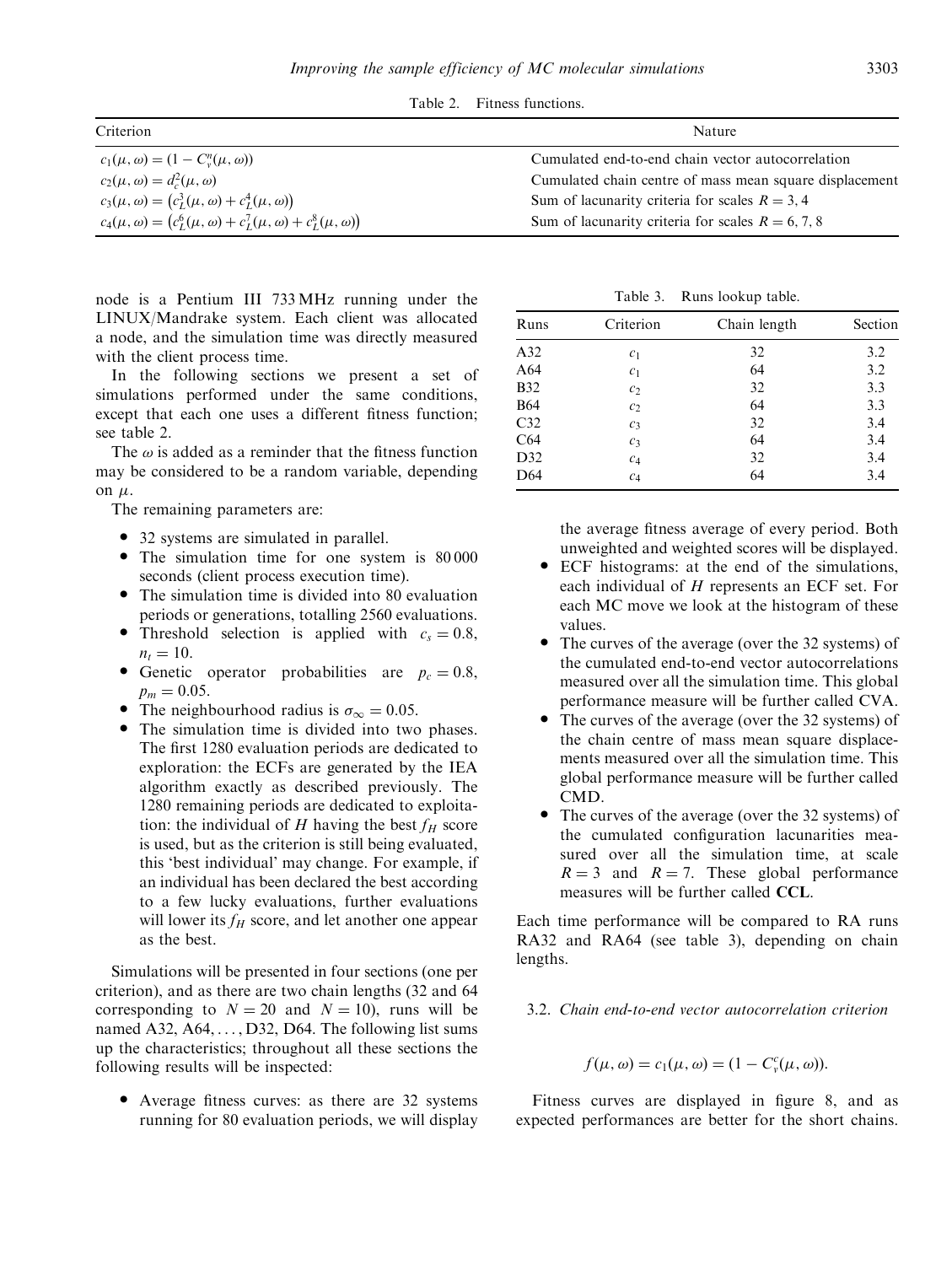Table 2. Fitness functions.

| Criterion | Nature |
|---|---|
| $c_1(\mu, \omega) = (1 - C_v^n(\mu, \omega))$ | Cumulated end-to-end chain vector autocorrelation |
| $c_2(\mu, \omega) = d_c^2(\mu, \omega)$ | Cumulated chain centre of mass mean square displacement |
| $c_3(\mu, \omega) = \left(c_L^3(\mu, \omega) + c_L^4(\mu, \omega)\right)$ | Sum of lacunarity criteria for scales $R = 3, 4$ |
| $c_4(\mu, \omega) = \left(c_L^6(\mu, \omega) + c_L^7(\mu, \omega) + c_L^8(\mu, \omega)\right)$ | Sum of lacunarity criteria for scales $R = 6, 7, 8$ |

node is a Pentium III 733 MHz running under the LINUX/Mandrake system. Each client was allocated a node, and the simulation time was directly measured with the client process time.

In the following sections we present a set of simulations performed under the same conditions, except that each one uses a different fitness function; see table 2.

The $\omega$ is added as a reminder that the fitness function may be considered to be a random variable, depending on $\mu$.

The remaining parameters are:

- 32 systems are simulated in parallel.
- The simulation time for one system is 80 000 seconds (client process execution time).
- The simulation time is divided into 80 evaluation periods or generations, totalling 2560 evaluations.
- Threshold selection is applied with $c_s = 0.8$, $n_t = 10$.
- Genetic operator probabilities are $p_c = 0.8$, $p_m = 0.05$.
- The neighbourhood radius is $\sigma_\infty = 0.05$.
- The simulation time is divided into two phases. The first 1280 evaluation periods are dedicated to exploration: the ECFs are generated by the IEA algorithm exactly as described previously. The 1280 remaining periods are dedicated to exploitation: the individual of $H$ having the best $f_H$ score is used, but as the criterion is still being evaluated, this 'best individual' may change. For example, if an individual has been declared the best according to a few lucky evaluations, further evaluations will lower its $f_H$ score, and let another one appear as the best.

Simulations will be presented in four sections (one per criterion), and as there are two chain lengths (32 and 64 corresponding to $N = 20$ and $N = 10$), runs will be named A32, A64, ..., D32, D64. The following list sums up the characteristics; throughout all these sections the following results will be inspected:

- Average fitness curves: as there are 32 systems running for 80 evaluation periods, we will display the average fitness average of every period. Both unweighted and weighted scores will be displayed.
- ECF histograms: at the end of the simulations, each individual of $H$ represents an ECF set. For each MC move we look at the histogram of these values.
- The curves of the average (over the 32 systems) of the cumulated end-to-end vector autocorrelations measured over all the simulation time. This global performance measure will be further called CVA.
- The curves of the average (over the 32 systems) of the chain centre of mass mean square displacements measured over all the simulation time. This global performance measure will be further called CMD.
- The curves of the average (over the 32 systems) of the cumulated configuration lacunarities measured over all the simulation time, at scale $R = 3$ and $R = 7$. These global performance measures will be further called **CCL**.

Table 3. Runs lookup table.

| Runs | Criterion | Chain length | Section |
|---|---|---|---|
| A32 | $c_1$ | 32 | 3.2 |
| A64 | $c_1$ | 64 | 3.2 |
| B32 | $c_2$ | 32 | 3.3 |
| B64 | $c_2$ | 64 | 3.3 |
| C32 | $c_3$ | 32 | 3.4 |
| C64 | $c_3$ | 64 | 3.4 |
| D32 | $c_4$ | 32 | 3.4 |
| D64 | $c_4$ | 64 | 3.4 |

Each time performance will be compared to RA runs RA32 and RA64 (see table 3), depending on chain lengths.

### 3.2. *Chain end-to-end vector autocorrelation criterion*

$$f(\mu, \omega) = c_1(\mu, \omega) = (1 - C_v^c(\mu, \omega)).$$

Fitness curves are displayed in figure 8, and as expected performances are better for the short chains.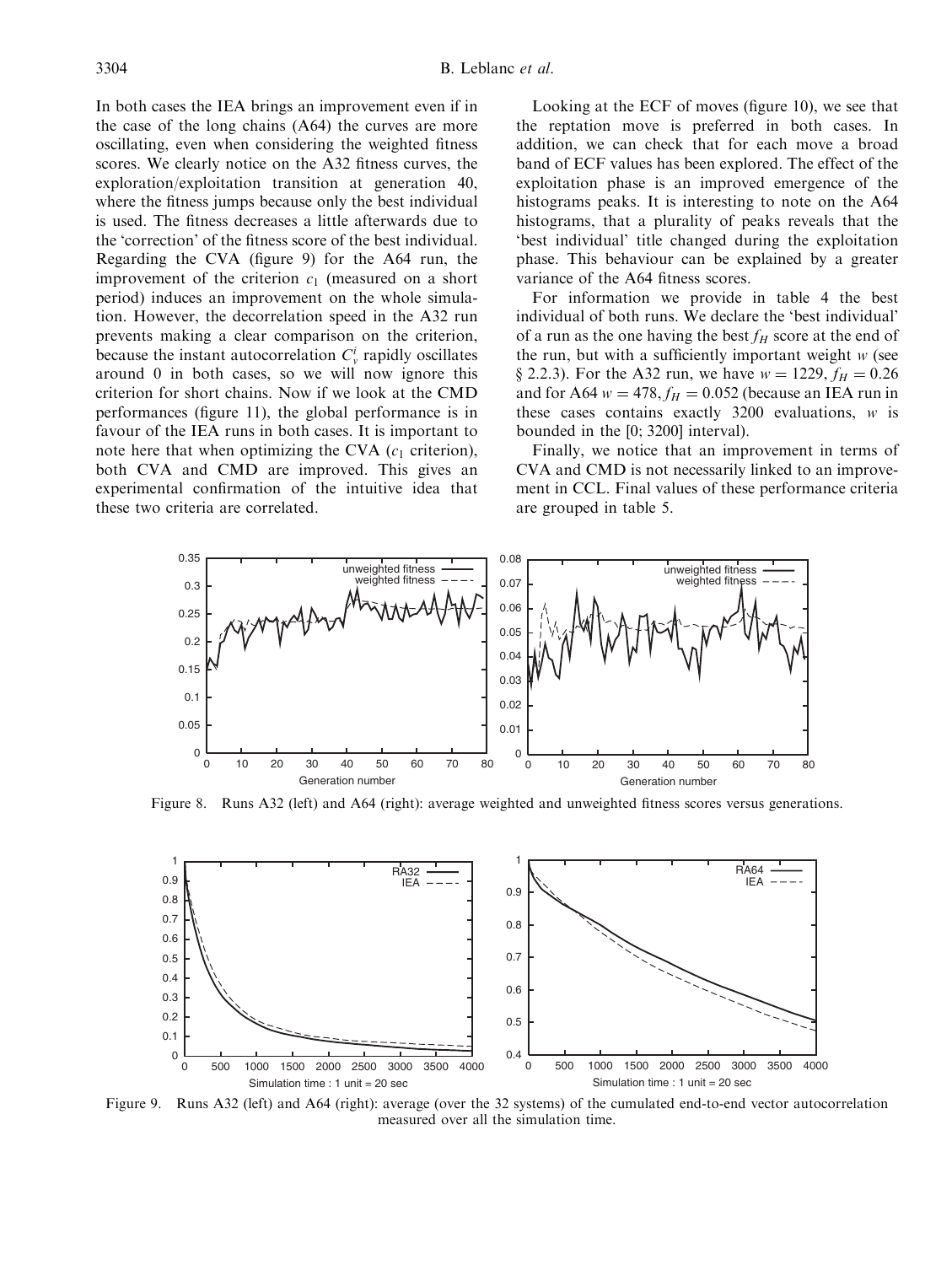In both cases the IEA brings an improvement even if in the case of the long chains (A64) the curves are more oscillating, even when considering the weighted fitness scores. We clearly notice on the A32 fitness curves, the exploration/exploitation transition at generation 40, where the fitness jumps because only the best individual is used. The fitness decreases a little afterwards due to the 'correction' of the fitness score of the best individual. Regarding the CVA (figure 9) for the A64 run, the improvement of the criterion $c_1$ (measured on a short period) induces an improvement on the whole simulation. However, the decorrelation speed in the A32 run prevents making a clear comparison on the criterion, because the instant autocorrelation $C_v^i$ rapidly oscillates around 0 in both cases, so we will now ignore this criterion for short chains. Now if we look at the CMD performances (figure 11), the global performance is in favour of the IEA runs in both cases. It is important to note here that when optimizing the CVA ($c_1$ criterion), both CVA and CMD are improved. This gives an experimental confirmation of the intuitive idea that these two criteria are correlated.

Looking at the ECF of moves (figure 10), we see that the reptation move is preferred in both cases. In addition, we can check that for each move a broad band of ECF values has been explored. The effect of the exploitation phase is an improved emergence of the histograms peaks. It is interesting to note on the A64 histograms, that a plurality of peaks reveals that the 'best individual' title changed during the exploitation phase. This behaviour can be explained by a greater variance of the A64 fitness scores.

For information we provide in table 4 the best individual of both runs. We declare the 'best individual' of a run as the one having the best $f_H$ score at the end of the run, but with a sufficiently important weight $w$ (see § 2.2.3). For the A32 run, we have $w = 1229$, $f_H = 0.26$ and for A64 $w = 478$, $f_H = 0.052$ (because an IEA run in these cases contains exactly 3200 evaluations, $w$ is bounded in the [0; 3200] interval).

Finally, we notice that an improvement in terms of CVA and CMD is not necessarily linked to an improvement in CCL. Final values of these performance criteria are grouped in table 5.

Figure 8. Runs A32 (left) and A64 (right): average weighted and unweighted fitness scores versus generations.

Figure 9. Runs A32 (left) and A64 (right): average (over the 32 systems) of the cumulated end-to-end vector autocorrelation measured over all the simulation time.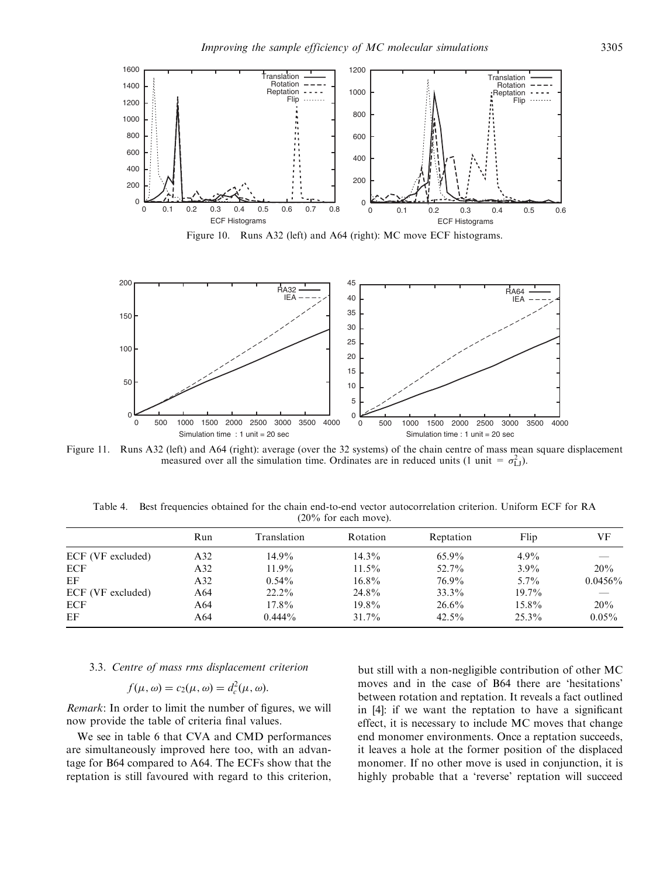Figure 10. Runs A32 (left) and A64 (right): MC move ECF histograms.

Figure 11. Runs A32 (left) and A64 (right): average (over the 32 systems) of the chain centre of mass mean square displacement measured over all the simulation time. Ordinates are in reduced units (1 unit $= \sigma_{\text{LJ}}^2$).

Table 4. Best frequencies obtained for the chain end-to-end vector autocorrelation criterion. Uniform ECF for RA (20% for each move).

| | Run | Translation | Rotation | Reptation | Flip | VF |
|---|---|---|---|---|---|---|
| ECF (VF excluded) | A32 | 14.9% | 14.3% | 65.9% | 4.9% | — |
| ECF | A32 | 11.9% | 11.5% | 52.7% | 3.9% | 20% |
| EF | A32 | 0.54% | 16.8% | 76.9% | 5.7% | 0.0456% |
| ECF (VF excluded) | A64 | 22.2% | 24.8% | 33.3% | 19.7% | — |
| ECF | A64 | 17.8% | 19.8% | 26.6% | 15.8% | 20% |
| EF | A64 | 0.444% | 31.7% | 42.5% | 25.3% | 0.05% |

### 3.3. *Centre of mass rms displacement criterion*

$$f(\mu, \omega) = c_2(\mu, \omega) = d_c^2(\mu, \omega).$$

*Remark*: In order to limit the number of figures, we will now provide the table of criteria final values.

We see in table 6 that CVA and CMD performances are simultaneously improved here too, with an advantage for B64 compared to A64. The ECFs show that the reptation is still favoured with regard to this criterion, but still with a non-negligible contribution of other MC moves and in the case of B64 there are 'hesitations' between rotation and reptation. It reveals a fact outlined in [4]: if we want the reptation to have a significant effect, it is necessary to include MC moves that change end monomer environments. Once a reptation succeeds, it leaves a hole at the former position of the displaced monomer. If no other move is used in conjunction, it is highly probable that a 'reverse' reptation will succeed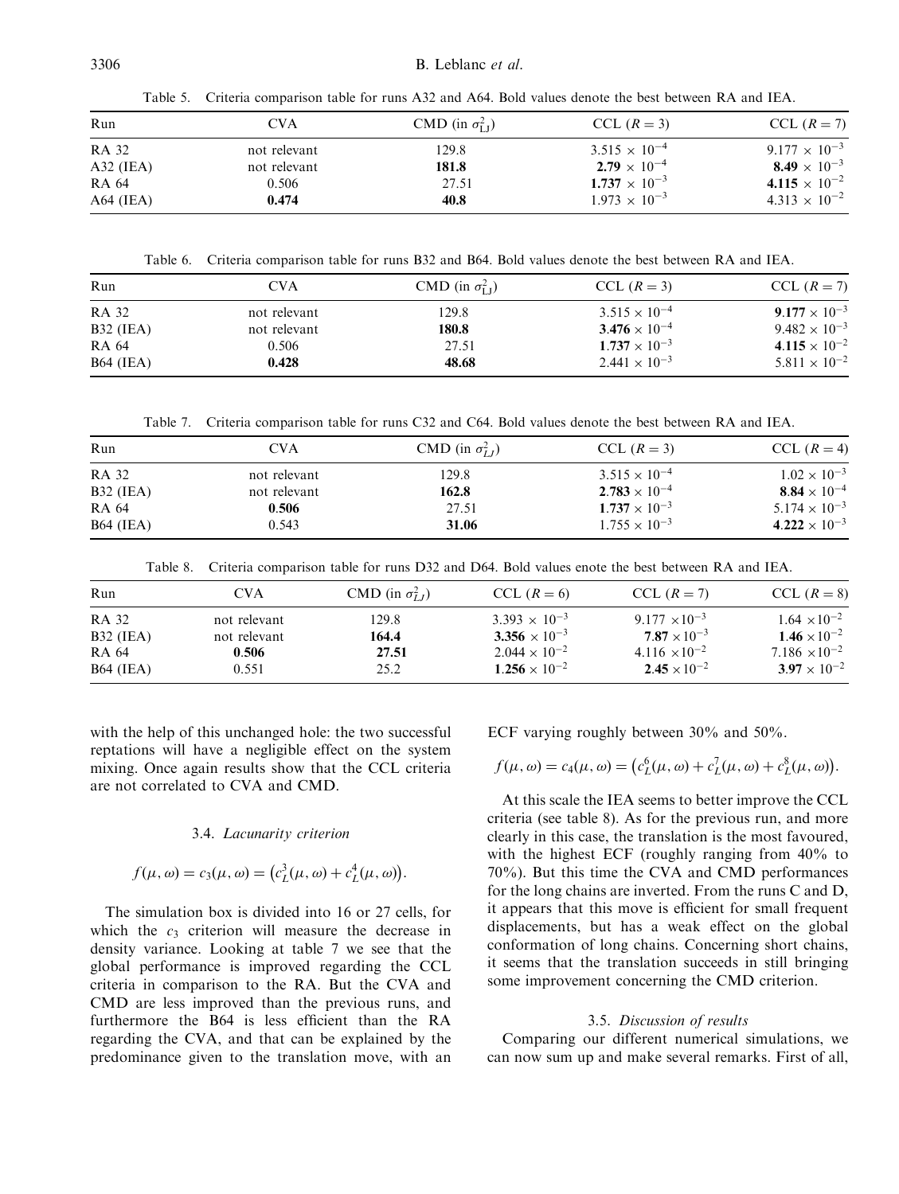Table 5. Criteria comparison table for runs A32 and A64. Bold values denote the best between RA and IEA.

| Run | CVA | CMD (in $\sigma_{\text{LJ}}^2$) | CCL ($R = 3$) | CCL ($R = 7$) |
|---|---|---|---|---|
| RA 32 | not relevant | 129.8 | $3.515 \times 10^{-4}$ | $9.177 \times 10^{-3}$ |
| A32 (IEA) | not relevant | **181.8** | $\mathbf{2.79 \times 10^{-4}}$ | $\mathbf{8.49 \times 10^{-3}}$ |
| RA 64 | 0.506 | 27.51 | $\mathbf{1.737 \times 10^{-3}}$ | $\mathbf{4.115 \times 10^{-2}}$ |
| A64 (IEA) | **0.474** | **40.8** | $1.973 \times 10^{-3}$ | $4.313 \times 10^{-2}$ |

Table 6. Criteria comparison table for runs B32 and B64. Bold values denote the best between RA and IEA.

| Run | CVA | CMD (in $\sigma_{\text{LJ}}^2$) | CCL ($R = 3$) | CCL ($R = 7$) |
|---|---|---|---|---|
| RA 32 | not relevant | 129.8 | $3.515 \times 10^{-4}$ | $\mathbf{9.177 \times 10^{-3}}$ |
| B32 (IEA) | not relevant | **180.8** | $\mathbf{3.476 \times 10^{-4}}$ | $9.482 \times 10^{-3}$ |
| RA 64 | 0.506 | 27.51 | $\mathbf{1.737 \times 10^{-3}}$ | $\mathbf{4.115 \times 10^{-2}}$ |
| B64 (IEA) | **0.428** | **48.68** | $2.441 \times 10^{-3}$ | $5.811 \times 10^{-2}$ |

Table 7. Criteria comparison table for runs C32 and C64. Bold values denote the best between RA and IEA.

| Run | CVA | CMD (in $\sigma_{LJ}^2$) | CCL ($R = 3$) | CCL ($R = 4$) |
|---|---|---|---|---|
| RA 32 | not relevant | 129.8 | $3.515 \times 10^{-4}$ | $1.02 \times 10^{-3}$ |
| B32 (IEA) | not relevant | **162.8** | $\mathbf{2.783 \times 10^{-4}}$ | $\mathbf{8.84 \times 10^{-4}}$ |
| RA 64 | **0.506** | 27.51 | $\mathbf{1.737 \times 10^{-3}}$ | $5.174 \times 10^{-3}$ |
| B64 (IEA) | 0.543 | **31.06** | $1.755 \times 10^{-3}$ | $\mathbf{4.222 \times 10^{-3}}$ |

Table 8. Criteria comparison table for runs D32 and D64. Bold values enote the best between RA and IEA.

| Run | CVA | CMD (in $\sigma_{LJ}^2$) | CCL ($R = 6$) | CCL ($R = 7$) | CCL ($R = 8$) |
|---|---|---|---|---|---|
| RA 32 | not relevant | 129.8 | $3.393 \times 10^{-3}$ | $9.177 \times 10^{-3}$ | $1.64 \times 10^{-2}$ |
| B32 (IEA) | not relevant | **164.4** | $\mathbf{3.356 \times 10^{-3}}$ | $\mathbf{7.87 \times 10^{-3}}$ | $\mathbf{1.46 \times 10^{-2}}$ |
| RA 64 | **0.506** | **27.51** | $2.044 \times 10^{-2}$ | $4.116 \times 10^{-2}$ | $7.186 \times 10^{-2}$ |
| B64 (IEA) | 0.551 | 25.2 | $\mathbf{1.256 \times 10^{-2}}$ | $\mathbf{2.45 \times 10^{-2}}$ | $\mathbf{3.97 \times 10^{-2}}$ |

with the help of this unchanged hole: the two successful reptations will have a negligible effect on the system mixing. Once again results show that the CCL criteria are not correlated to CVA and CMD.

### 3.4. *Lacunarity criterion*

$$f(\mu, \omega) = c_3(\mu, \omega) = \left(c_L^3(\mu, \omega) + c_L^4(\mu, \omega)\right).$$

The simulation box is divided into 16 or 27 cells, for which the $c_3$ criterion will measure the decrease in density variance. Looking at table 7 we see that the global performance is improved regarding the CCL criteria in comparison to the RA. But the CVA and CMD are less improved than the previous runs, and furthermore the B64 is less efficient than the RA regarding the CVA, and that can be explained by the predominance given to the translation move, with an ECF varying roughly between 30% and 50%.

$$f(\mu, \omega) = c_4(\mu, \omega) = \left(c_L^6(\mu, \omega) + c_L^7(\mu, \omega) + c_L^8(\mu, \omega)\right).$$

At this scale the IEA seems to better improve the CCL criteria (see table 8). As for the previous run, and more clearly in this case, the translation is the most favoured, with the highest ECF (roughly ranging from 40% to 70%). But this time the CVA and CMD performances for the long chains are inverted. From the runs C and D, it appears that this move is efficient for small frequent displacements, but has a weak effect on the global conformation of long chains. Concerning short chains, it seems that the translation succeeds in still bringing some improvement concerning the CMD criterion.

### 3.5. *Discussion of results*

Comparing our different numerical simulations, we can now sum up and make several remarks. First of all,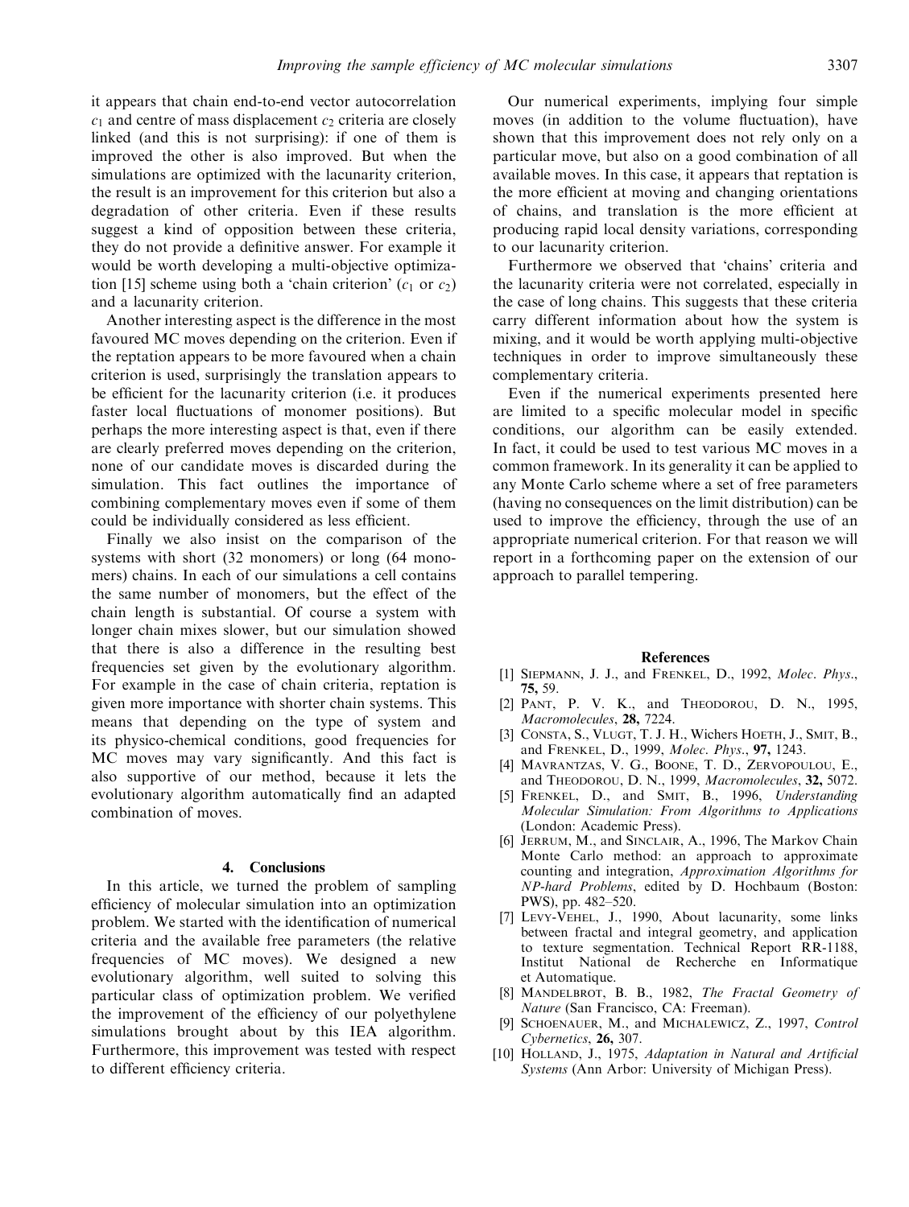it appears that chain end-to-end vector autocorrelation $c_1$ and centre of mass displacement $c_2$ criteria are closely linked (and this is not surprising): if one of them is improved the other is also improved. But when the simulations are optimized with the lacunarity criterion, the result is an improvement for this criterion but also a degradation of other criteria. Even if these results suggest a kind of opposition between these criteria, they do not provide a definitive answer. For example it would be worth developing a multi-objective optimization [15] scheme using both a 'chain criterion' ($c_1$ or $c_2$) and a lacunarity criterion.

Another interesting aspect is the difference in the most favoured MC moves depending on the criterion. Even if the reptation appears to be more favoured when a chain criterion is used, surprisingly the translation appears to be efficient for the lacunarity criterion (i.e. it produces faster local fluctuations of monomer positions). But perhaps the more interesting aspect is that, even if there are clearly preferred moves depending on the criterion, none of our candidate moves is discarded during the simulation. This fact outlines the importance of combining complementary moves even if some of them could be individually considered as less efficient.

Finally we also insist on the comparison of the systems with short (32 monomers) or long (64 monomers) chains. In each of our simulations a cell contains the same number of monomers, but the effect of the chain length is substantial. Of course a system with longer chain mixes slower, but our simulation showed that there is also a difference in the resulting best frequencies set given by the evolutionary algorithm. For example in the case of chain criteria, reptation is given more importance with shorter chain systems. This means that depending on the type of system and its physico-chemical conditions, good frequencies for MC moves may vary significantly. And this fact is also supportive of our method, because it lets the evolutionary algorithm automatically find an adapted combination of moves.

## 4. Conclusions

In this article, we turned the problem of sampling efficiency of molecular simulation into an optimization problem. We started with the identification of numerical criteria and the available free parameters (the relative frequencies of MC moves). We designed a new evolutionary algorithm, well suited to solving this particular class of optimization problem. We verified the improvement of the efficiency of our polyethylene simulations brought about by this IEA algorithm. Furthermore, this improvement was tested with respect to different efficiency criteria.

Our numerical experiments, implying four simple moves (in addition to the volume fluctuation), have shown that this improvement does not rely only on a particular move, but also on a good combination of all available moves. In this case, it appears that reptation is the more efficient at moving and changing orientations of chains, and translation is the more efficient at producing rapid local density variations, corresponding to our lacunarity criterion.

Furthermore we observed that 'chains' criteria and the lacunarity criteria were not correlated, especially in the case of long chains. This suggests that these criteria carry different information about how the system is mixing, and it would be worth applying multi-objective techniques in order to improve simultaneously these complementary criteria.

Even if the numerical experiments presented here are limited to a specific molecular model in specific conditions, our algorithm can be easily extended. In fact, it could be used to test various MC moves in a common framework. In its generality it can be applied to any Monte Carlo scheme where a set of free parameters (having no consequences on the limit distribution) can be used to improve the efficiency, through the use of an appropriate numerical criterion. For that reason we will report in a forthcoming paper on the extension of our approach to parallel tempering.

## References

[1] Siepmann, J. J., and Frenkel, D., 1992, *Molec. Phys.*, **75,** 59.

[2] Pant, P. V. K., and Theodorou, D. N., 1995, *Macromolecules*, **28,** 7224.

[3] Consta, S., Vlugt, T. J. H., Wichers Hoeth, J., Smit, B., and Frenkel, D., 1999, *Molec. Phys.*, **97,** 1243.

[4] Mavrantzas, V. G., Boone, T. D., Zervopoulou, E., and Theodorou, D. N., 1999, *Macromolecules*, **32,** 5072.

[5] Frenkel, D., and Smit, B., 1996, *Understanding Molecular Simulation: From Algorithms to Applications* (London: Academic Press).

[6] Jerrum, M., and Sinclair, A., 1996, The Markov Chain Monte Carlo method: an approach to approximate counting and integration, *Approximation Algorithms for NP-hard Problems*, edited by D. Hochbaum (Boston: PWS), pp. 482–520.

[7] Levy-Vehel, J., 1990, About lacunarity, some links between fractal and integral geometry, and application to texture segmentation. Technical Report RR-1188, Institut National de Recherche en Informatique et Automatique.

[8] Mandelbrot, B. B., 1982, *The Fractal Geometry of Nature* (San Francisco, CA: Freeman).

[9] Schoenauer, M., and Michalewicz, Z., 1997, *Control Cybernetics*, **26,** 307.

[10] Holland, J., 1975, *Adaptation in Natural and Artificial Systems* (Ann Arbor: University of Michigan Press).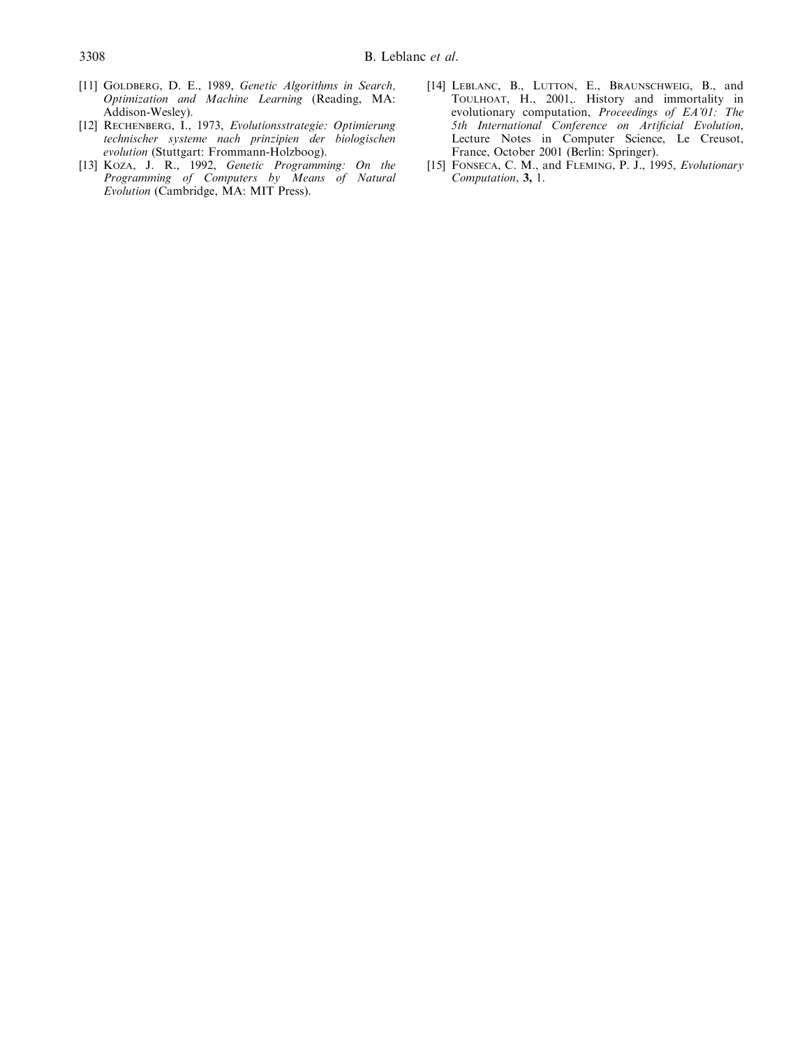[11] Goldberg, D. E., 1989, *Genetic Algorithms in Search, Optimization and Machine Learning* (Reading, MA: Addison-Wesley).

[12] Rechenberg, I., 1973, *Evolutionsstrategie: Optimierung technischer systeme nach prinzipien der biologischen evolution* (Stuttgart: Frommann-Holzboog).

[13] Koza, J. R., 1992, *Genetic Programming: On the Programming of Computers by Means of Natural Evolution* (Cambridge, MA: MIT Press).

[14] Leblanc, B., Lutton, E., Braunschweig, B., and Toulhoat, H., 2001,. History and immortality in evolutionary computation, *Proceedings of EA'01: The 5th International Conference on Artificial Evolution*, Lecture Notes in Computer Science, Le Creusot, France, October 2001 (Berlin: Springer).

[15] Fonseca, C. M., and Fleming, P. J., 1995, *Evolutionary Computation*, **3,** 1.